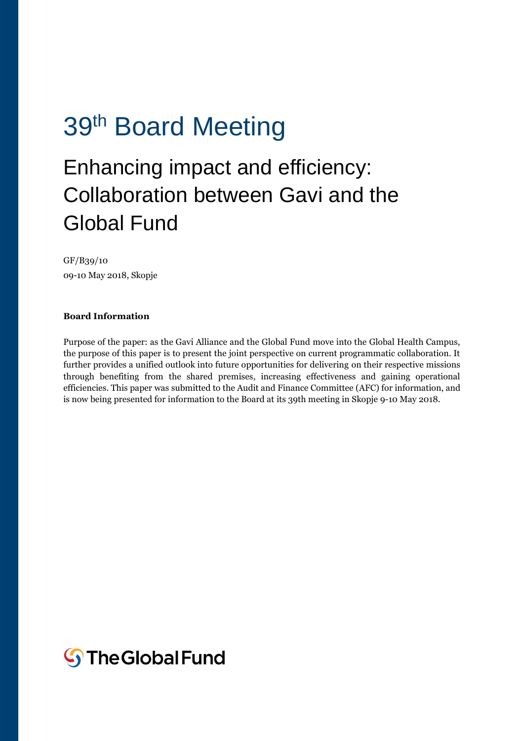# 39th Board Meeting

## Enhancing impact and efficiency: Collaboration between Gavi and the Global Fund

GF/B39/10
09-10 May 2018, Skopje

**Board Information**

Purpose of the paper: as the Gavi Alliance and the Global Fund move into the Global Health Campus, the purpose of this paper is to present the joint perspective on current programmatic collaboration. It further provides a unified outlook into future opportunities for delivering on their respective missions through benefiting from the shared premises, increasing effectiveness and gaining operational efficiencies. This paper was submitted to the Audit and Finance Committee (AFC) for information, and is now being presented for information to the Board at its 39th meeting in Skopje 9-10 May 2018.

The Global Fund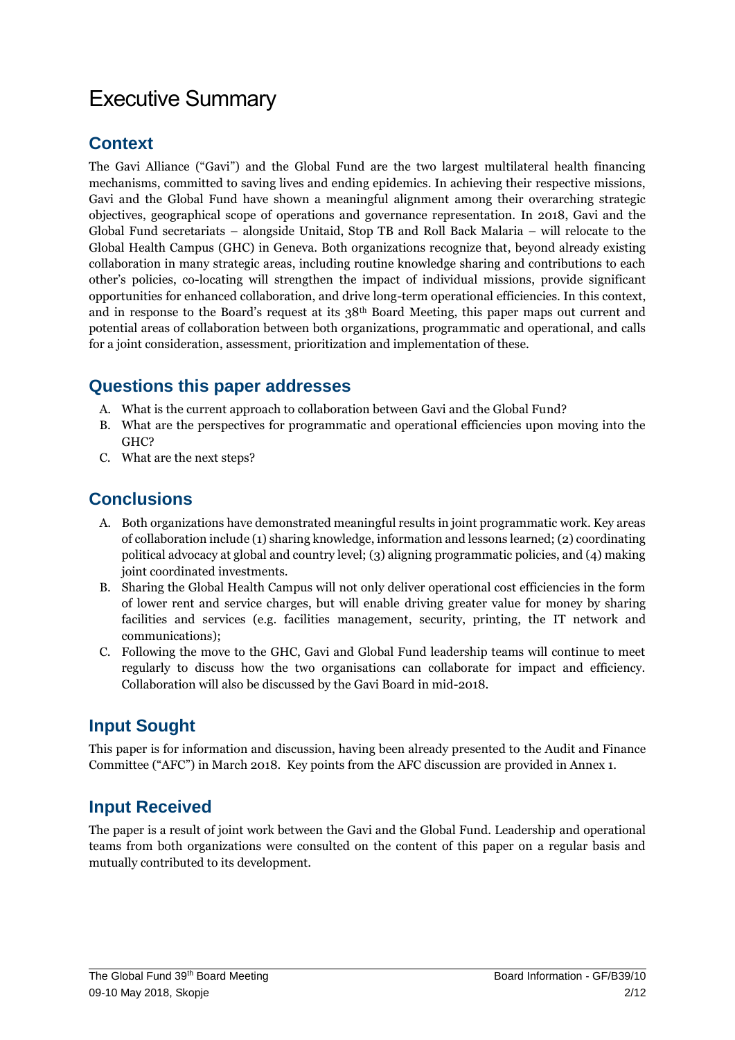# Executive Summary

## Context

The Gavi Alliance ("Gavi") and the Global Fund are the two largest multilateral health financing mechanisms, committed to saving lives and ending epidemics. In achieving their respective missions, Gavi and the Global Fund have shown a meaningful alignment among their overarching strategic objectives, geographical scope of operations and governance representation. In 2018, Gavi and the Global Fund secretariats – alongside Unitaid, Stop TB and Roll Back Malaria – will relocate to the Global Health Campus (GHC) in Geneva. Both organizations recognize that, beyond already existing collaboration in many strategic areas, including routine knowledge sharing and contributions to each other's policies, co-locating will strengthen the impact of individual missions, provide significant opportunities for enhanced collaboration, and drive long-term operational efficiencies. In this context, and in response to the Board's request at its 38th Board Meeting, this paper maps out current and potential areas of collaboration between both organizations, programmatic and operational, and calls for a joint consideration, assessment, prioritization and implementation of these.

## Questions this paper addresses

A. What is the current approach to collaboration between Gavi and the Global Fund?
B. What are the perspectives for programmatic and operational efficiencies upon moving into the GHC?
C. What are the next steps?

## Conclusions

A. Both organizations have demonstrated meaningful results in joint programmatic work. Key areas of collaboration include (1) sharing knowledge, information and lessons learned; (2) coordinating political advocacy at global and country level; (3) aligning programmatic policies, and (4) making joint coordinated investments.
B. Sharing the Global Health Campus will not only deliver operational cost efficiencies in the form of lower rent and service charges, but will enable driving greater value for money by sharing facilities and services (e.g. facilities management, security, printing, the IT network and communications);
C. Following the move to the GHC, Gavi and Global Fund leadership teams will continue to meet regularly to discuss how the two organisations can collaborate for impact and efficiency. Collaboration will also be discussed by the Gavi Board in mid-2018.

## Input Sought

This paper is for information and discussion, having been already presented to the Audit and Finance Committee ("AFC") in March 2018. Key points from the AFC discussion are provided in Annex 1.

## Input Received

The paper is a result of joint work between the Gavi and the Global Fund. Leadership and operational teams from both organizations were consulted on the content of this paper on a regular basis and mutually contributed to its development.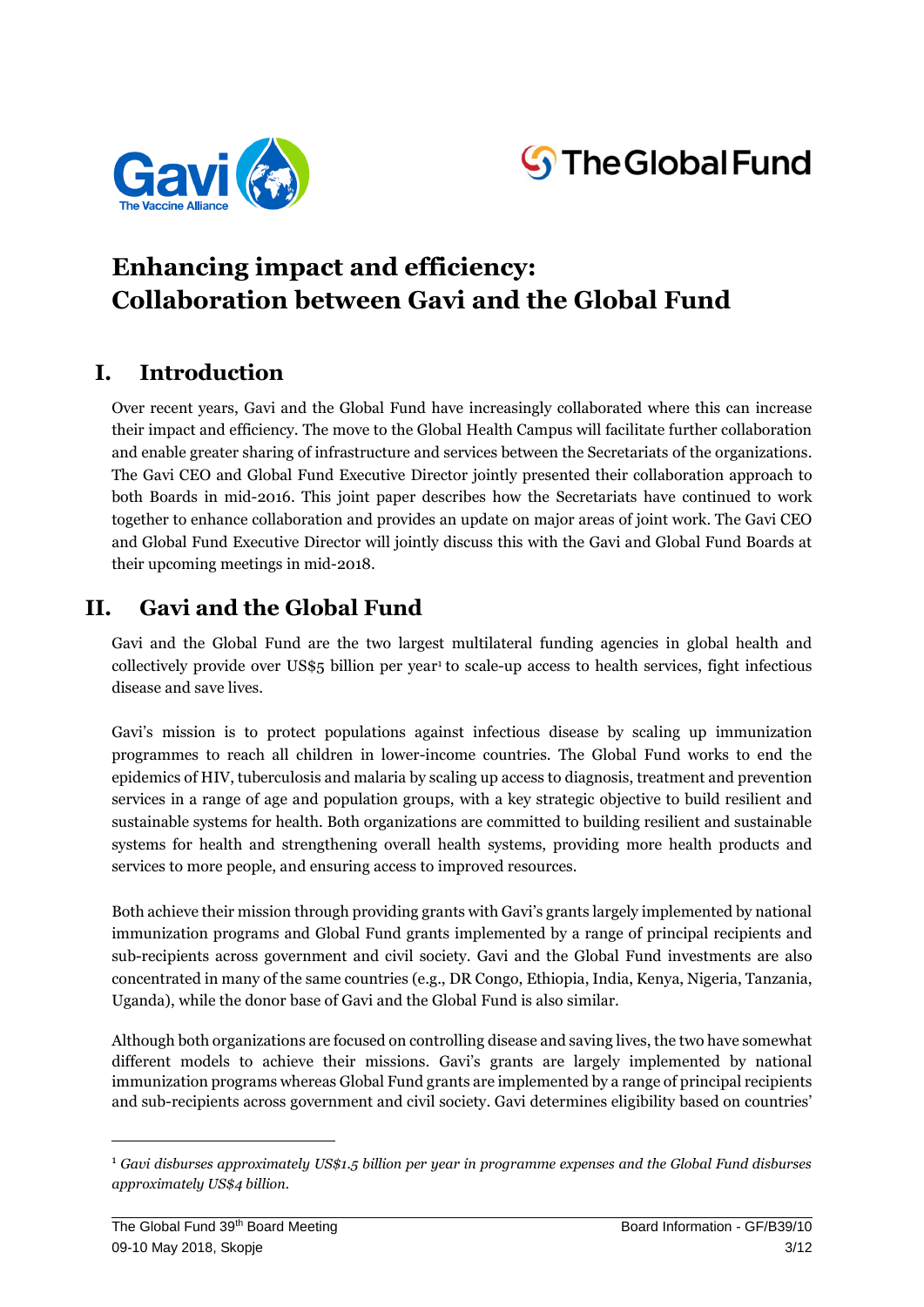# Enhancing impact and efficiency: Collaboration between Gavi and the Global Fund

## I. Introduction

Over recent years, Gavi and the Global Fund have increasingly collaborated where this can increase their impact and efficiency. The move to the Global Health Campus will facilitate further collaboration and enable greater sharing of infrastructure and services between the Secretariats of the organizations. The Gavi CEO and Global Fund Executive Director jointly presented their collaboration approach to both Boards in mid-2016. This joint paper describes how the Secretariats have continued to work together to enhance collaboration and provides an update on major areas of joint work. The Gavi CEO and Global Fund Executive Director will jointly discuss this with the Gavi and Global Fund Boards at their upcoming meetings in mid-2018.

## II. Gavi and the Global Fund

Gavi and the Global Fund are the two largest multilateral funding agencies in global health and collectively provide over US$5 billion per year[1] to scale-up access to health services, fight infectious disease and save lives.

Gavi's mission is to protect populations against infectious disease by scaling up immunization programmes to reach all children in lower-income countries. The Global Fund works to end the epidemics of HIV, tuberculosis and malaria by scaling up access to diagnosis, treatment and prevention services in a range of age and population groups, with a key strategic objective to build resilient and sustainable systems for health. Both organizations are committed to building resilient and sustainable systems for health and strengthening overall health systems, providing more health products and services to more people, and ensuring access to improved resources.

Both achieve their mission through providing grants with Gavi's grants largely implemented by national immunization programs and Global Fund grants implemented by a range of principal recipients and sub-recipients across government and civil society. Gavi and the Global Fund investments are also concentrated in many of the same countries (e.g., DR Congo, Ethiopia, India, Kenya, Nigeria, Tanzania, Uganda), while the donor base of Gavi and the Global Fund is also similar.

Although both organizations are focused on controlling disease and saving lives, the two have somewhat different models to achieve their missions. Gavi's grants are largely implemented by national immunization programs whereas Global Fund grants are implemented by a range of principal recipients and sub-recipients across government and civil society. Gavi determines eligibility based on countries'

---

[1] *Gavi disburses approximately US$1.5 billion per year in programme expenses and the Global Fund disburses approximately US$4 billion.*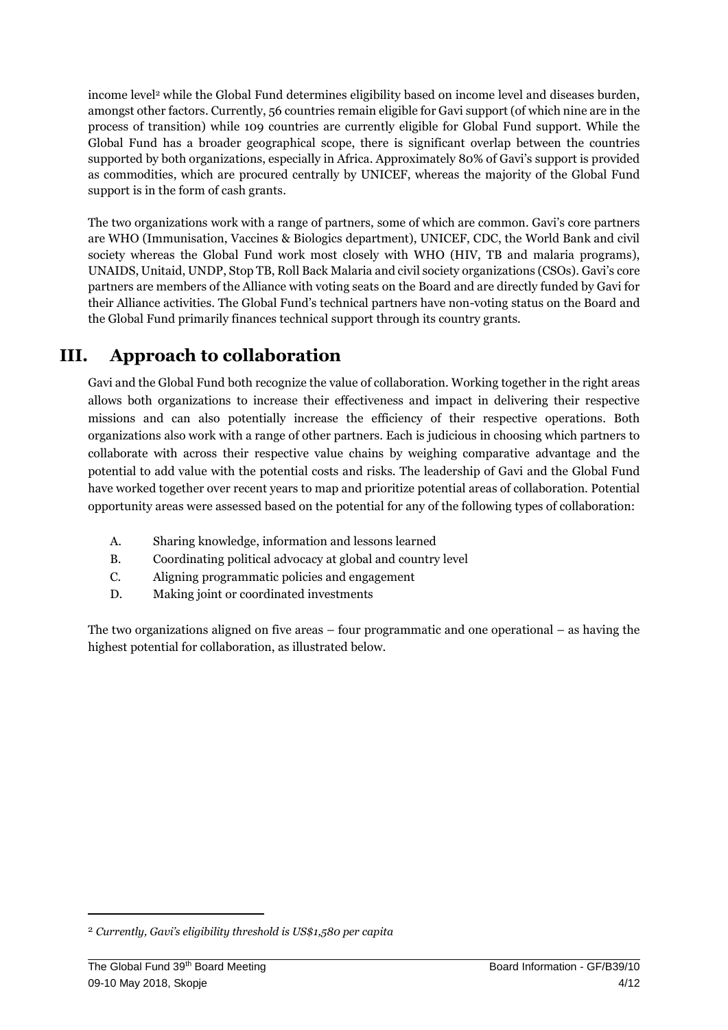income level[2] while the Global Fund determines eligibility based on income level and diseases burden, amongst other factors. Currently, 56 countries remain eligible for Gavi support (of which nine are in the process of transition) while 109 countries are currently eligible for Global Fund support. While the Global Fund has a broader geographical scope, there is significant overlap between the countries supported by both organizations, especially in Africa. Approximately 80% of Gavi's support is provided as commodities, which are procured centrally by UNICEF, whereas the majority of the Global Fund support is in the form of cash grants.

The two organizations work with a range of partners, some of which are common. Gavi's core partners are WHO (Immunisation, Vaccines & Biologics department), UNICEF, CDC, the World Bank and civil society whereas the Global Fund work most closely with WHO (HIV, TB and malaria programs), UNAIDS, Unitaid, UNDP, Stop TB, Roll Back Malaria and civil society organizations (CSOs). Gavi's core partners are members of the Alliance with voting seats on the Board and are directly funded by Gavi for their Alliance activities. The Global Fund's technical partners have non-voting status on the Board and the Global Fund primarily finances technical support through its country grants.

## III. Approach to collaboration

Gavi and the Global Fund both recognize the value of collaboration. Working together in the right areas allows both organizations to increase their effectiveness and impact in delivering their respective missions and can also potentially increase the efficiency of their respective operations. Both organizations also work with a range of other partners. Each is judicious in choosing which partners to collaborate with across their respective value chains by weighing comparative advantage and the potential to add value with the potential costs and risks. The leadership of Gavi and the Global Fund have worked together over recent years to map and prioritize potential areas of collaboration. Potential opportunity areas were assessed based on the potential for any of the following types of collaboration:

A. Sharing knowledge, information and lessons learned
B. Coordinating political advocacy at global and country level
C. Aligning programmatic policies and engagement
D. Making joint or coordinated investments

The two organizations aligned on five areas – four programmatic and one operational – as having the highest potential for collaboration, as illustrated below.

[2] *Currently, Gavi's eligibility threshold is US$1,580 per capita*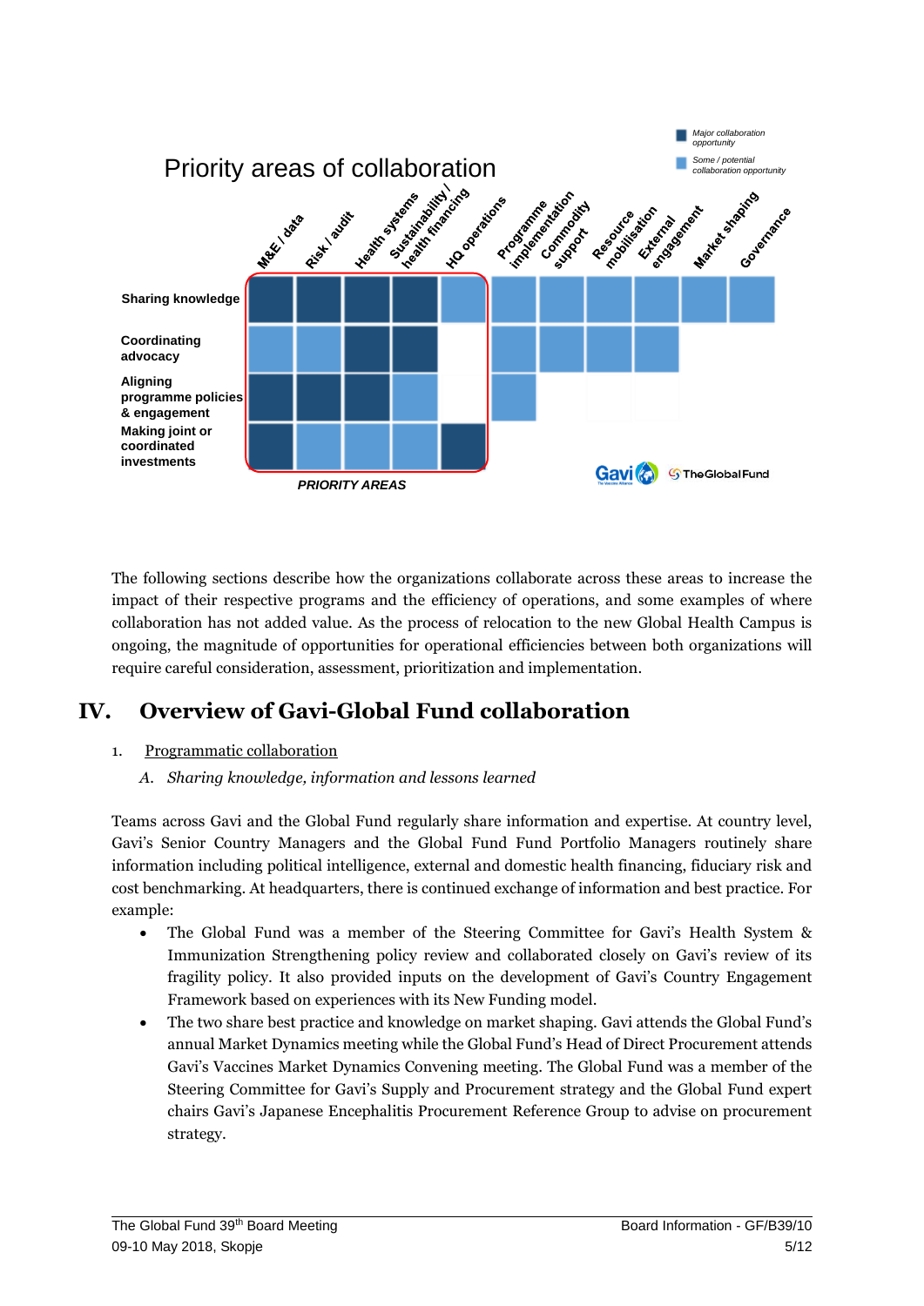## Priority areas of collaboration

| | M&E / data | Risk / audit | Health systems | Sustainability / health financing | HQ operations | Programme implementation | Commodity support | Resource mobilisation | External engagement | Market shaping | Governance |
|---|---|---|---|---|---|---|---|---|---|---|---|
| **Sharing knowledge** | Major | Major | Major | Major | Some | Some | Some | Some | Some | Some | Some |
| **Coordinating advocacy** | Some | Some | Major | Major | | Some | Some | Some | Some | | |
| **Aligning programme policies & engagement** | Major | Major | Major | Some | | Some | | | | | |
| **Making joint or coordinated investments** | Major | Some | Some | Some | Major | | | | | | |

*PRIORITY AREAS* (M&E / data, Risk / audit, Health systems, Sustainability / health financing, HQ operations)

Legend: Major = *Major collaboration opportunity*; Some = *Some / potential collaboration opportunity*

Gavi | The Global Fund

The following sections describe how the organizations collaborate across these areas to increase the impact of their respective programs and the efficiency of operations, and some examples of where collaboration has not added value. As the process of relocation to the new Global Health Campus is ongoing, the magnitude of opportunities for operational efficiencies between both organizations will require careful consideration, assessment, prioritization and implementation.

# IV. Overview of Gavi-Global Fund collaboration

1. Programmatic collaboration

   *A. Sharing knowledge, information and lessons learned*

Teams across Gavi and the Global Fund regularly share information and expertise. At country level, Gavi's Senior Country Managers and the Global Fund Fund Portfolio Managers routinely share information including political intelligence, external and domestic health financing, fiduciary risk and cost benchmarking. At headquarters, there is continued exchange of information and best practice. For example:

- The Global Fund was a member of the Steering Committee for Gavi's Health System & Immunization Strengthening policy review and collaborated closely on Gavi's review of its fragility policy. It also provided inputs on the development of Gavi's Country Engagement Framework based on experiences with its New Funding model.
- The two share best practice and knowledge on market shaping. Gavi attends the Global Fund's annual Market Dynamics meeting while the Global Fund's Head of Direct Procurement attends Gavi's Vaccines Market Dynamics Convening meeting. The Global Fund was a member of the Steering Committee for Gavi's Supply and Procurement strategy and the Global Fund expert chairs Gavi's Japanese Encephalitis Procurement Reference Group to advise on procurement strategy.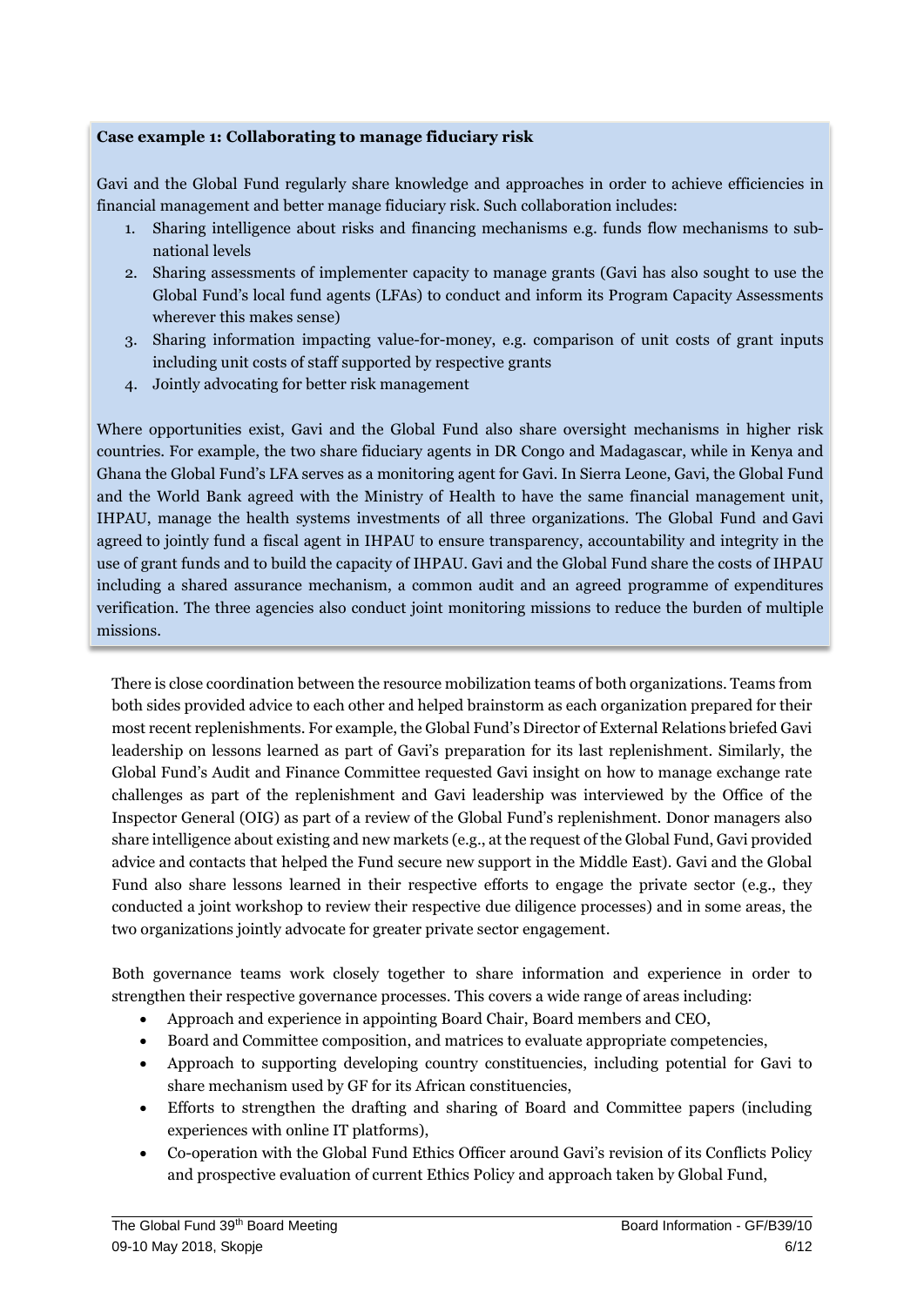**Case example 1: Collaborating to manage fiduciary risk**

Gavi and the Global Fund regularly share knowledge and approaches in order to achieve efficiencies in financial management and better manage fiduciary risk. Such collaboration includes:

1. Sharing intelligence about risks and financing mechanisms e.g. funds flow mechanisms to sub-national levels
2. Sharing assessments of implementer capacity to manage grants (Gavi has also sought to use the Global Fund's local fund agents (LFAs) to conduct and inform its Program Capacity Assessments wherever this makes sense)
3. Sharing information impacting value-for-money, e.g. comparison of unit costs of grant inputs including unit costs of staff supported by respective grants
4. Jointly advocating for better risk management

Where opportunities exist, Gavi and the Global Fund also share oversight mechanisms in higher risk countries. For example, the two share fiduciary agents in DR Congo and Madagascar, while in Kenya and Ghana the Global Fund's LFA serves as a monitoring agent for Gavi. In Sierra Leone, Gavi, the Global Fund and the World Bank agreed with the Ministry of Health to have the same financial management unit, IHPAU, manage the health systems investments of all three organizations. The Global Fund and Gavi agreed to jointly fund a fiscal agent in IHPAU to ensure transparency, accountability and integrity in the use of grant funds and to build the capacity of IHPAU. Gavi and the Global Fund share the costs of IHPAU including a shared assurance mechanism, a common audit and an agreed programme of expenditures verification. The three agencies also conduct joint monitoring missions to reduce the burden of multiple missions.

There is close coordination between the resource mobilization teams of both organizations. Teams from both sides provided advice to each other and helped brainstorm as each organization prepared for their most recent replenishments. For example, the Global Fund's Director of External Relations briefed Gavi leadership on lessons learned as part of Gavi's preparation for its last replenishment. Similarly, the Global Fund's Audit and Finance Committee requested Gavi insight on how to manage exchange rate challenges as part of the replenishment and Gavi leadership was interviewed by the Office of the Inspector General (OIG) as part of a review of the Global Fund's replenishment. Donor managers also share intelligence about existing and new markets (e.g., at the request of the Global Fund, Gavi provided advice and contacts that helped the Fund secure new support in the Middle East). Gavi and the Global Fund also share lessons learned in their respective efforts to engage the private sector (e.g., they conducted a joint workshop to review their respective due diligence processes) and in some areas, the two organizations jointly advocate for greater private sector engagement.

Both governance teams work closely together to share information and experience in order to strengthen their respective governance processes. This covers a wide range of areas including:

- Approach and experience in appointing Board Chair, Board members and CEO,
- Board and Committee composition, and matrices to evaluate appropriate competencies,
- Approach to supporting developing country constituencies, including potential for Gavi to share mechanism used by GF for its African constituencies,
- Efforts to strengthen the drafting and sharing of Board and Committee papers (including experiences with online IT platforms),
- Co-operation with the Global Fund Ethics Officer around Gavi's revision of its Conflicts Policy and prospective evaluation of current Ethics Policy and approach taken by Global Fund,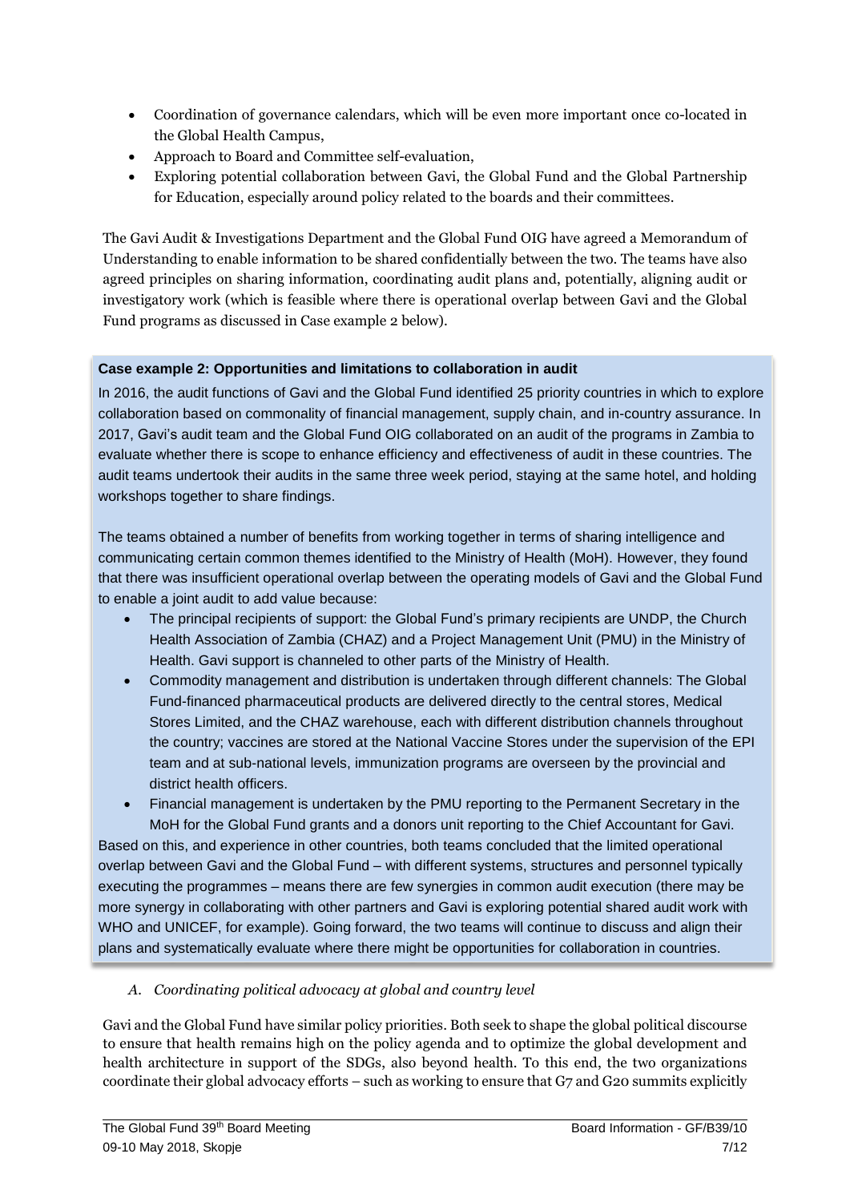- Coordination of governance calendars, which will be even more important once co-located in the Global Health Campus,
- Approach to Board and Committee self-evaluation,
- Exploring potential collaboration between Gavi, the Global Fund and the Global Partnership for Education, especially around policy related to the boards and their committees.

The Gavi Audit & Investigations Department and the Global Fund OIG have agreed a Memorandum of Understanding to enable information to be shared confidentially between the two. The teams have also agreed principles on sharing information, coordinating audit plans and, potentially, aligning audit or investigatory work (which is feasible where there is operational overlap between Gavi and the Global Fund programs as discussed in Case example 2 below).

**Case example 2: Opportunities and limitations to collaboration in audit**

In 2016, the audit functions of Gavi and the Global Fund identified 25 priority countries in which to explore collaboration based on commonality of financial management, supply chain, and in-country assurance. In 2017, Gavi's audit team and the Global Fund OIG collaborated on an audit of the programs in Zambia to evaluate whether there is scope to enhance efficiency and effectiveness of audit in these countries. The audit teams undertook their audits in the same three week period, staying at the same hotel, and holding workshops together to share findings.

The teams obtained a number of benefits from working together in terms of sharing intelligence and communicating certain common themes identified to the Ministry of Health (MoH). However, they found that there was insufficient operational overlap between the operating models of Gavi and the Global Fund to enable a joint audit to add value because:

- The principal recipients of support: the Global Fund's primary recipients are UNDP, the Church Health Association of Zambia (CHAZ) and a Project Management Unit (PMU) in the Ministry of Health. Gavi support is channeled to other parts of the Ministry of Health.
- Commodity management and distribution is undertaken through different channels: The Global Fund-financed pharmaceutical products are delivered directly to the central stores, Medical Stores Limited, and the CHAZ warehouse, each with different distribution channels throughout the country; vaccines are stored at the National Vaccine Stores under the supervision of the EPI team and at sub-national levels, immunization programs are overseen by the provincial and district health officers.
- Financial management is undertaken by the PMU reporting to the Permanent Secretary in the MoH for the Global Fund grants and a donors unit reporting to the Chief Accountant for Gavi.

Based on this, and experience in other countries, both teams concluded that the limited operational overlap between Gavi and the Global Fund – with different systems, structures and personnel typically executing the programmes – means there are few synergies in common audit execution (there may be more synergy in collaborating with other partners and Gavi is exploring potential shared audit work with WHO and UNICEF, for example). Going forward, the two teams will continue to discuss and align their plans and systematically evaluate where there might be opportunities for collaboration in countries.

*A. Coordinating political advocacy at global and country level*

Gavi and the Global Fund have similar policy priorities. Both seek to shape the global political discourse to ensure that health remains high on the policy agenda and to optimize the global development and health architecture in support of the SDGs, also beyond health. To this end, the two organizations coordinate their global advocacy efforts – such as working to ensure that G7 and G20 summits explicitly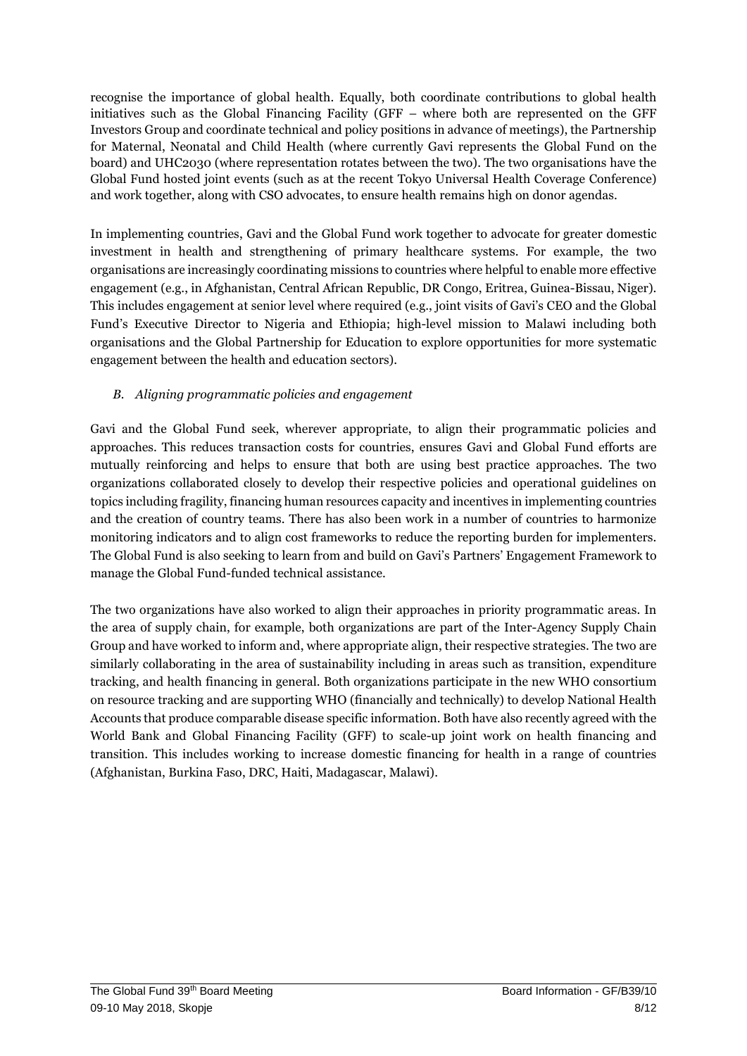recognise the importance of global health. Equally, both coordinate contributions to global health initiatives such as the Global Financing Facility (GFF – where both are represented on the GFF Investors Group and coordinate technical and policy positions in advance of meetings), the Partnership for Maternal, Neonatal and Child Health (where currently Gavi represents the Global Fund on the board) and UHC2030 (where representation rotates between the two). The two organisations have the Global Fund hosted joint events (such as at the recent Tokyo Universal Health Coverage Conference) and work together, along with CSO advocates, to ensure health remains high on donor agendas.

In implementing countries, Gavi and the Global Fund work together to advocate for greater domestic investment in health and strengthening of primary healthcare systems. For example, the two organisations are increasingly coordinating missions to countries where helpful to enable more effective engagement (e.g., in Afghanistan, Central African Republic, DR Congo, Eritrea, Guinea-Bissau, Niger). This includes engagement at senior level where required (e.g., joint visits of Gavi's CEO and the Global Fund's Executive Director to Nigeria and Ethiopia; high-level mission to Malawi including both organisations and the Global Partnership for Education to explore opportunities for more systematic engagement between the health and education sectors).

*B. Aligning programmatic policies and engagement*

Gavi and the Global Fund seek, wherever appropriate, to align their programmatic policies and approaches. This reduces transaction costs for countries, ensures Gavi and Global Fund efforts are mutually reinforcing and helps to ensure that both are using best practice approaches. The two organizations collaborated closely to develop their respective policies and operational guidelines on topics including fragility, financing human resources capacity and incentives in implementing countries and the creation of country teams. There has also been work in a number of countries to harmonize monitoring indicators and to align cost frameworks to reduce the reporting burden for implementers. The Global Fund is also seeking to learn from and build on Gavi's Partners' Engagement Framework to manage the Global Fund-funded technical assistance.

The two organizations have also worked to align their approaches in priority programmatic areas. In the area of supply chain, for example, both organizations are part of the Inter-Agency Supply Chain Group and have worked to inform and, where appropriate align, their respective strategies. The two are similarly collaborating in the area of sustainability including in areas such as transition, expenditure tracking, and health financing in general. Both organizations participate in the new WHO consortium on resource tracking and are supporting WHO (financially and technically) to develop National Health Accounts that produce comparable disease specific information. Both have also recently agreed with the World Bank and Global Financing Facility (GFF) to scale-up joint work on health financing and transition. This includes working to increase domestic financing for health in a range of countries (Afghanistan, Burkina Faso, DRC, Haiti, Madagascar, Malawi).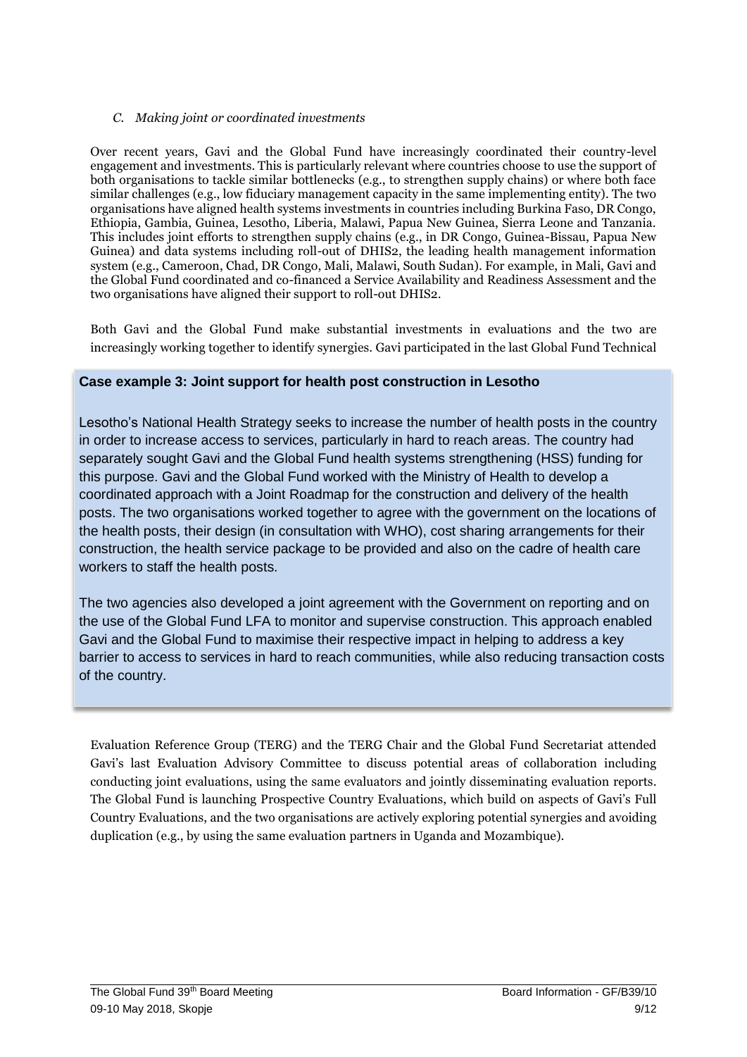*C. Making joint or coordinated investments*

Over recent years, Gavi and the Global Fund have increasingly coordinated their country-level engagement and investments. This is particularly relevant where countries choose to use the support of both organisations to tackle similar bottlenecks (e.g., to strengthen supply chains) or where both face similar challenges (e.g., low fiduciary management capacity in the same implementing entity). The two organisations have aligned health systems investments in countries including Burkina Faso, DR Congo, Ethiopia, Gambia, Guinea, Lesotho, Liberia, Malawi, Papua New Guinea, Sierra Leone and Tanzania. This includes joint efforts to strengthen supply chains (e.g., in DR Congo, Guinea-Bissau, Papua New Guinea) and data systems including roll-out of DHIS2, the leading health management information system (e.g., Cameroon, Chad, DR Congo, Mali, Malawi, South Sudan). For example, in Mali, Gavi and the Global Fund coordinated and co-financed a Service Availability and Readiness Assessment and the two organisations have aligned their support to roll-out DHIS2.

Both Gavi and the Global Fund make substantial investments in evaluations and the two are increasingly working together to identify synergies. Gavi participated in the last Global Fund Technical Evaluation Reference Group (TERG) and the TERG Chair and the Global Fund Secretariat attended Gavi's last Evaluation Advisory Committee to discuss potential areas of collaboration including conducting joint evaluations, using the same evaluators and jointly disseminating evaluation reports. The Global Fund is launching Prospective Country Evaluations, which build on aspects of Gavi's Full Country Evaluations, and the two organisations are actively exploring potential synergies and avoiding duplication (e.g., by using the same evaluation partners in Uganda and Mozambique).

**Case example 3: Joint support for health post construction in Lesotho**

Lesotho's National Health Strategy seeks to increase the number of health posts in the country in order to increase access to services, particularly in hard to reach areas. The country had separately sought Gavi and the Global Fund health systems strengthening (HSS) funding for this purpose. Gavi and the Global Fund worked with the Ministry of Health to develop a coordinated approach with a Joint Roadmap for the construction and delivery of the health posts. The two organisations worked together to agree with the government on the locations of the health posts, their design (in consultation with WHO), cost sharing arrangements for their construction, the health service package to be provided and also on the cadre of health care workers to staff the health posts.

The two agencies also developed a joint agreement with the Government on reporting and on the use of the Global Fund LFA to monitor and supervise construction. This approach enabled Gavi and the Global Fund to maximise their respective impact in helping to address a key barrier to access to services in hard to reach communities, while also reducing transaction costs of the country.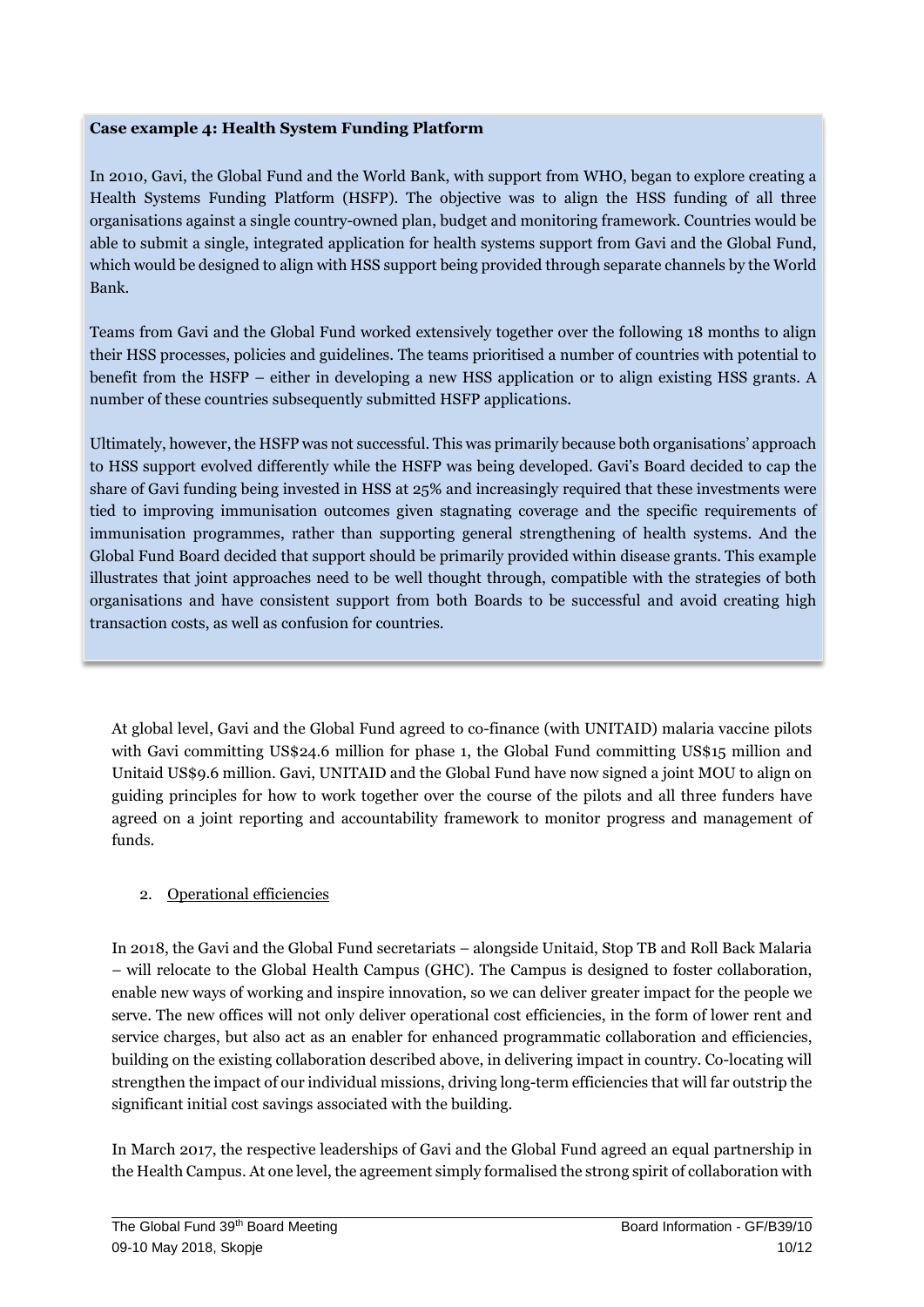**Case example 4: Health System Funding Platform**

In 2010, Gavi, the Global Fund and the World Bank, with support from WHO, began to explore creating a Health Systems Funding Platform (HSFP). The objective was to align the HSS funding of all three organisations against a single country-owned plan, budget and monitoring framework. Countries would be able to submit a single, integrated application for health systems support from Gavi and the Global Fund, which would be designed to align with HSS support being provided through separate channels by the World Bank.

Teams from Gavi and the Global Fund worked extensively together over the following 18 months to align their HSS processes, policies and guidelines. The teams prioritised a number of countries with potential to benefit from the HSFP – either in developing a new HSS application or to align existing HSS grants. A number of these countries subsequently submitted HSFP applications.

Ultimately, however, the HSFP was not successful. This was primarily because both organisations' approach to HSS support evolved differently while the HSFP was being developed. Gavi's Board decided to cap the share of Gavi funding being invested in HSS at 25% and increasingly required that these investments were tied to improving immunisation outcomes given stagnating coverage and the specific requirements of immunisation programmes, rather than supporting general strengthening of health systems. And the Global Fund Board decided that support should be primarily provided within disease grants. This example illustrates that joint approaches need to be well thought through, compatible with the strategies of both organisations and have consistent support from both Boards to be successful and avoid creating high transaction costs, as well as confusion for countries.

At global level, Gavi and the Global Fund agreed to co-finance (with UNITAID) malaria vaccine pilots with Gavi committing US$24.6 million for phase 1, the Global Fund committing US$15 million and Unitaid US$9.6 million. Gavi, UNITAID and the Global Fund have now signed a joint MOU to align on guiding principles for how to work together over the course of the pilots and all three funders have agreed on a joint reporting and accountability framework to monitor progress and management of funds.

2. Operational efficiencies

In 2018, the Gavi and the Global Fund secretariats – alongside Unitaid, Stop TB and Roll Back Malaria – will relocate to the Global Health Campus (GHC). The Campus is designed to foster collaboration, enable new ways of working and inspire innovation, so we can deliver greater impact for the people we serve. The new offices will not only deliver operational cost efficiencies, in the form of lower rent and service charges, but also act as an enabler for enhanced programmatic collaboration and efficiencies, building on the existing collaboration described above, in delivering impact in country. Co-locating will strengthen the impact of our individual missions, driving long-term efficiencies that will far outstrip the significant initial cost savings associated with the building.

In March 2017, the respective leaderships of Gavi and the Global Fund agreed an equal partnership in the Health Campus. At one level, the agreement simply formalised the strong spirit of collaboration with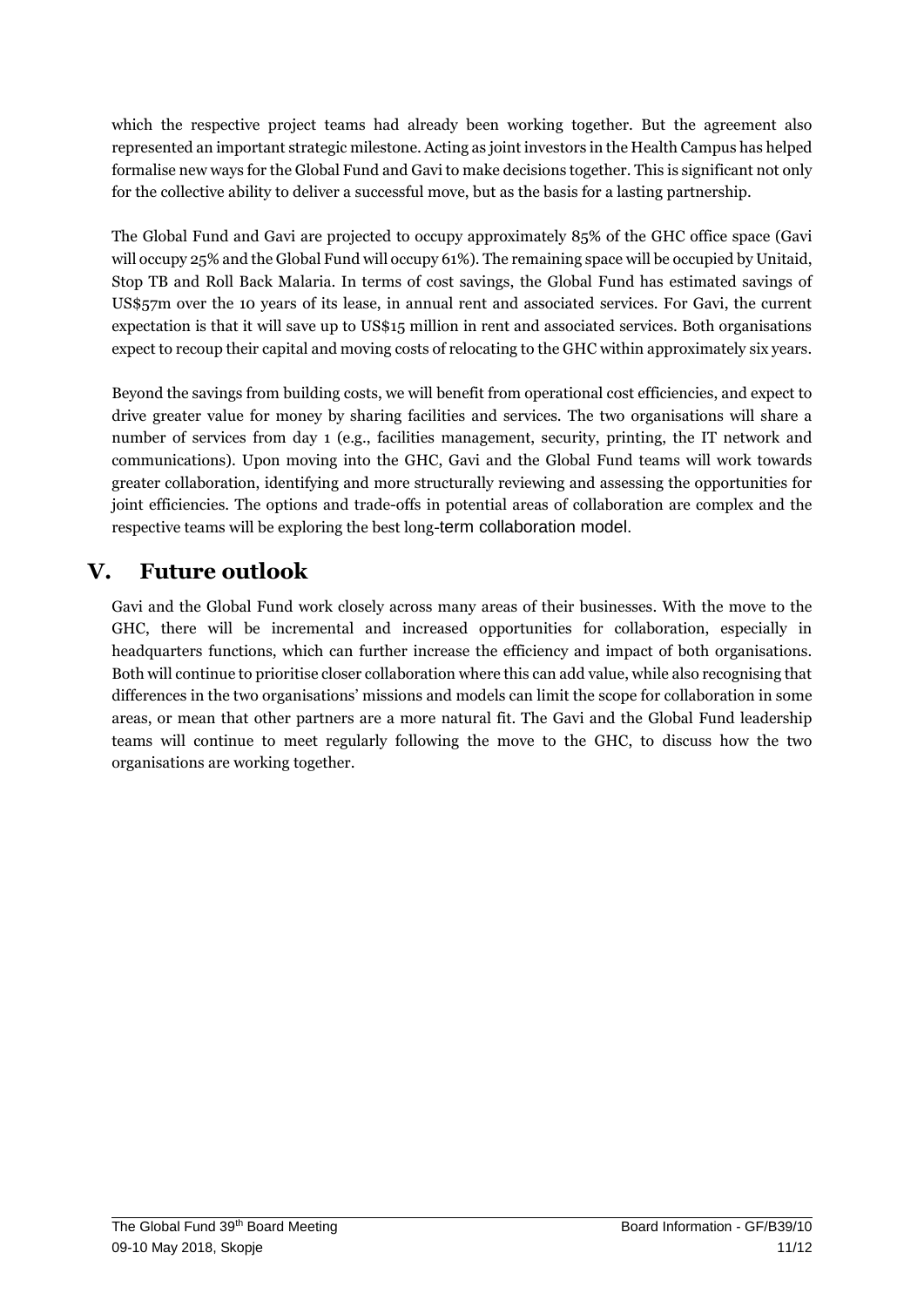which the respective project teams had already been working together. But the agreement also represented an important strategic milestone. Acting as joint investors in the Health Campus has helped formalise new ways for the Global Fund and Gavi to make decisions together. This is significant not only for the collective ability to deliver a successful move, but as the basis for a lasting partnership.

The Global Fund and Gavi are projected to occupy approximately 85% of the GHC office space (Gavi will occupy 25% and the Global Fund will occupy 61%). The remaining space will be occupied by Unitaid, Stop TB and Roll Back Malaria. In terms of cost savings, the Global Fund has estimated savings of US$57m over the 10 years of its lease, in annual rent and associated services. For Gavi, the current expectation is that it will save up to US$15 million in rent and associated services. Both organisations expect to recoup their capital and moving costs of relocating to the GHC within approximately six years.

Beyond the savings from building costs, we will benefit from operational cost efficiencies, and expect to drive greater value for money by sharing facilities and services. The two organisations will share a number of services from day 1 (e.g., facilities management, security, printing, the IT network and communications). Upon moving into the GHC, Gavi and the Global Fund teams will work towards greater collaboration, identifying and more structurally reviewing and assessing the opportunities for joint efficiencies. The options and trade-offs in potential areas of collaboration are complex and the respective teams will be exploring the best long-term collaboration model.

## V. Future outlook

Gavi and the Global Fund work closely across many areas of their businesses. With the move to the GHC, there will be incremental and increased opportunities for collaboration, especially in headquarters functions, which can further increase the efficiency and impact of both organisations. Both will continue to prioritise closer collaboration where this can add value, while also recognising that differences in the two organisations' missions and models can limit the scope for collaboration in some areas, or mean that other partners are a more natural fit. The Gavi and the Global Fund leadership teams will continue to meet regularly following the move to the GHC, to discuss how the two organisations are working together.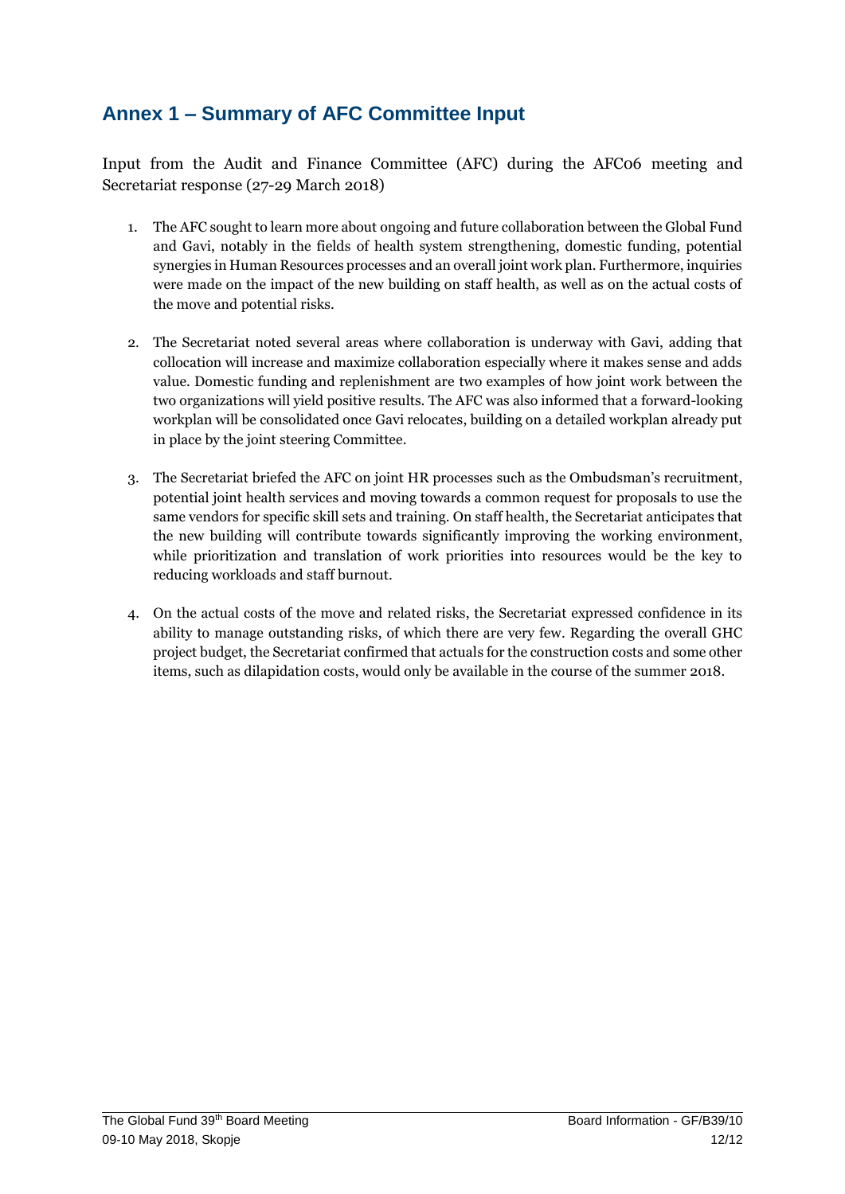## Annex 1 – Summary of AFC Committee Input

Input from the Audit and Finance Committee (AFC) during the AFC06 meeting and Secretariat response (27-29 March 2018)

1. The AFC sought to learn more about ongoing and future collaboration between the Global Fund and Gavi, notably in the fields of health system strengthening, domestic funding, potential synergies in Human Resources processes and an overall joint work plan. Furthermore, inquiries were made on the impact of the new building on staff health, as well as on the actual costs of the move and potential risks.

2. The Secretariat noted several areas where collaboration is underway with Gavi, adding that collocation will increase and maximize collaboration especially where it makes sense and adds value. Domestic funding and replenishment are two examples of how joint work between the two organizations will yield positive results. The AFC was also informed that a forward-looking workplan will be consolidated once Gavi relocates, building on a detailed workplan already put in place by the joint steering Committee.

3. The Secretariat briefed the AFC on joint HR processes such as the Ombudsman's recruitment, potential joint health services and moving towards a common request for proposals to use the same vendors for specific skill sets and training. On staff health, the Secretariat anticipates that the new building will contribute towards significantly improving the working environment, while prioritization and translation of work priorities into resources would be the key to reducing workloads and staff burnout.

4. On the actual costs of the move and related risks, the Secretariat expressed confidence in its ability to manage outstanding risks, of which there are very few. Regarding the overall GHC project budget, the Secretariat confirmed that actuals for the construction costs and some other items, such as dilapidation costs, would only be available in the course of the summer 2018.